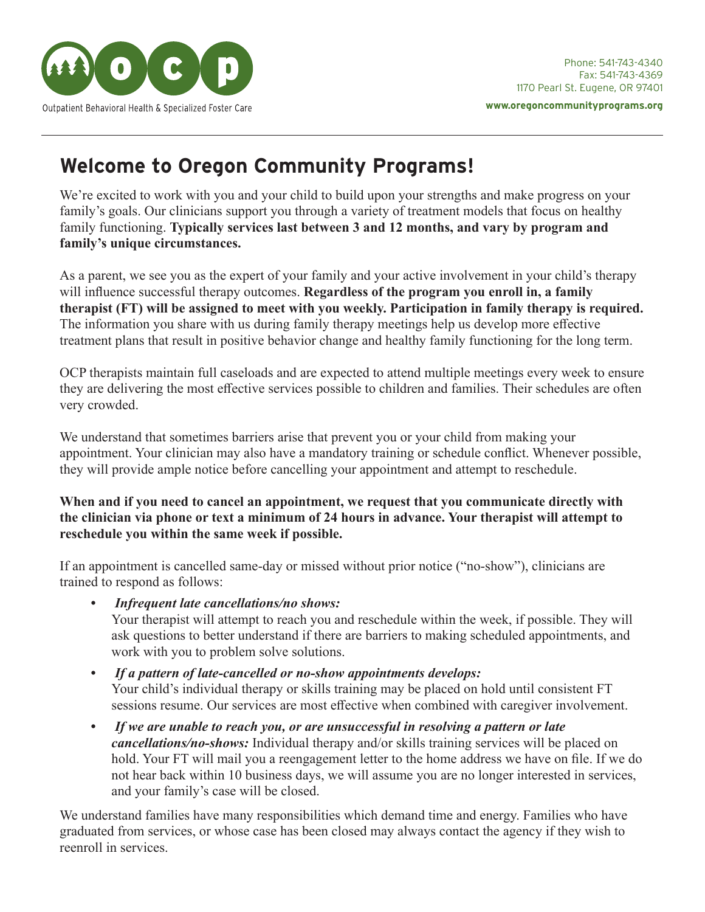Outpatient Behavioral Health & Specialized Foster Care

Phone: 541-743-4340
Fax: 541-743-4369
1170 Pearl St. Eugene, OR 97401

**www.oregoncommunityprograms.org**

# Welcome to Oregon Community Programs!

We're excited to work with you and your child to build upon your strengths and make progress on your family's goals. Our clinicians support you through a variety of treatment models that focus on healthy family functioning. **Typically services last between 3 and 12 months, and vary by program and family's unique circumstances.**

As a parent, we see you as the expert of your family and your active involvement in your child's therapy will influence successful therapy outcomes. **Regardless of the program you enroll in, a family therapist (FT) will be assigned to meet with you weekly. Participation in family therapy is required.** The information you share with us during family therapy meetings help us develop more effective treatment plans that result in positive behavior change and healthy family functioning for the long term.

OCP therapists maintain full caseloads and are expected to attend multiple meetings every week to ensure they are delivering the most effective services possible to children and families. Their schedules are often very crowded.

We understand that sometimes barriers arise that prevent you or your child from making your appointment. Your clinician may also have a mandatory training or schedule conflict. Whenever possible, they will provide ample notice before cancelling your appointment and attempt to reschedule.

**When and if you need to cancel an appointment, we request that you communicate directly with the clinician via phone or text a minimum of 24 hours in advance. Your therapist will attempt to reschedule you within the same week if possible.**

If an appointment is cancelled same-day or missed without prior notice ("no-show"), clinicians are trained to respond as follows:

- ***Infrequent late cancellations/no shows:***
  Your therapist will attempt to reach you and reschedule within the week, if possible. They will ask questions to better understand if there are barriers to making scheduled appointments, and work with you to problem solve solutions.
- ***If a pattern of late-cancelled or no-show appointments develops:***
  Your child's individual therapy or skills training may be placed on hold until consistent FT sessions resume. Our services are most effective when combined with caregiver involvement.
- ***If we are unable to reach you, or are unsuccessful in resolving a pattern or late cancellations/no-shows:*** Individual therapy and/or skills training services will be placed on hold. Your FT will mail you a reengagement letter to the home address we have on file. If we do not hear back within 10 business days, we will assume you are no longer interested in services, and your family's case will be closed.

We understand families have many responsibilities which demand time and energy. Families who have graduated from services, or whose case has been closed may always contact the agency if they wish to reenroll in services.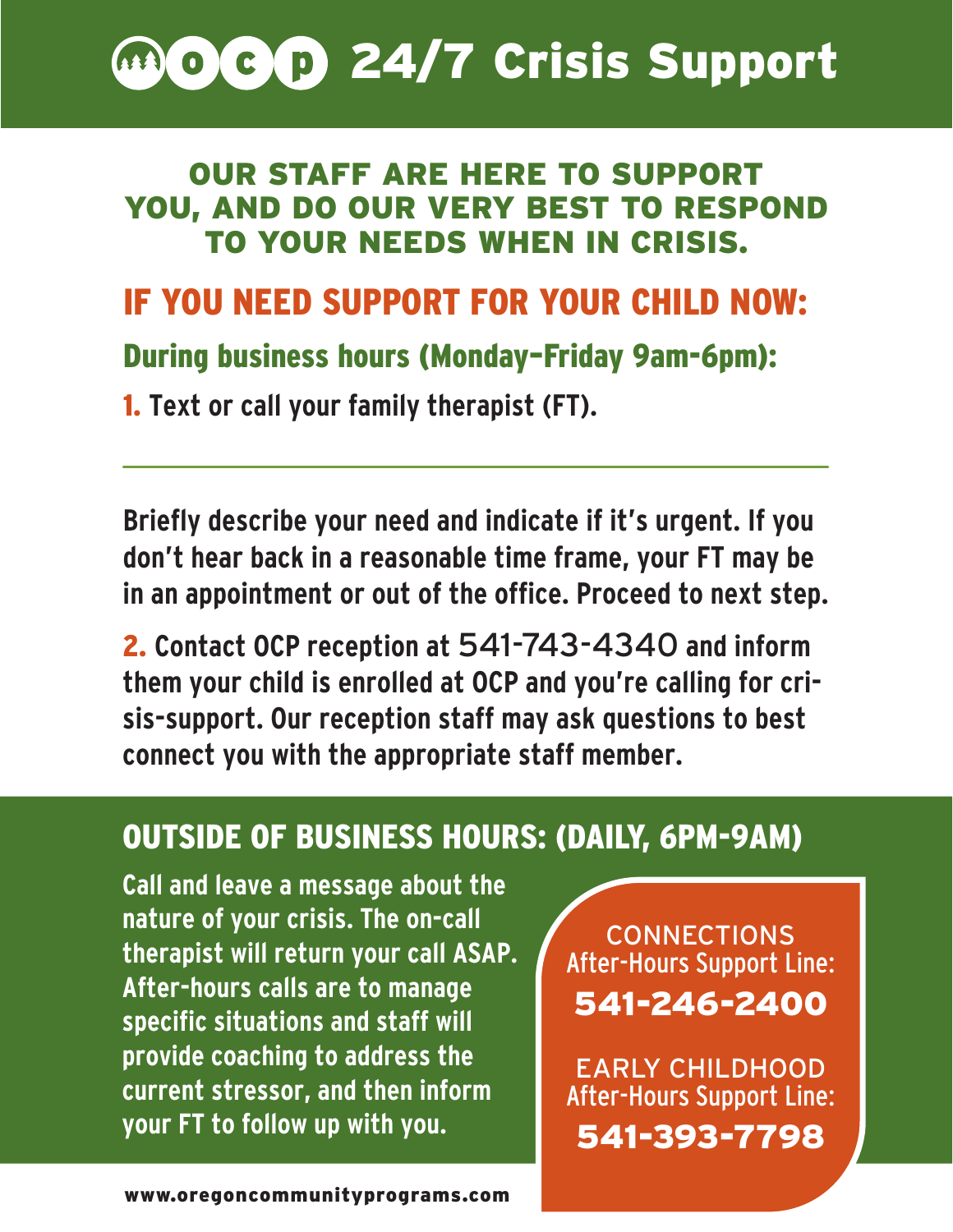# OCP 24/7 Crisis Support

## OUR STAFF ARE HERE TO SUPPORT YOU, AND DO OUR VERY BEST TO RESPOND TO YOUR NEEDS WHEN IN CRISIS.

## IF YOU NEED SUPPORT FOR YOUR CHILD NOW:

### During business hours (Monday–Friday 9am-6pm):

**1.** Text or call your family therapist (FT).

---

Briefly describe your need and indicate if it's urgent. If you don't hear back in a reasonable time frame, your FT may be in an appointment or out of the office. Proceed to next step.

**2.** Contact OCP reception at 541-743-4340 and inform them your child is enrolled at OCP and you're calling for crisis-support. Our reception staff may ask questions to best connect you with the appropriate staff member.

## OUTSIDE OF BUSINESS HOURS: (DAILY, 6PM-9AM)

Call and leave a message about the nature of your crisis. The on-call therapist will return your call ASAP. After-hours calls are to manage specific situations and staff will provide coaching to address the current stressor, and then inform your FT to follow up with you.

CONNECTIONS
After-Hours Support Line:
**541-246-2400**

EARLY CHILDHOOD
After-Hours Support Line:
**541-393-7798**

www.oregoncommunityprograms.com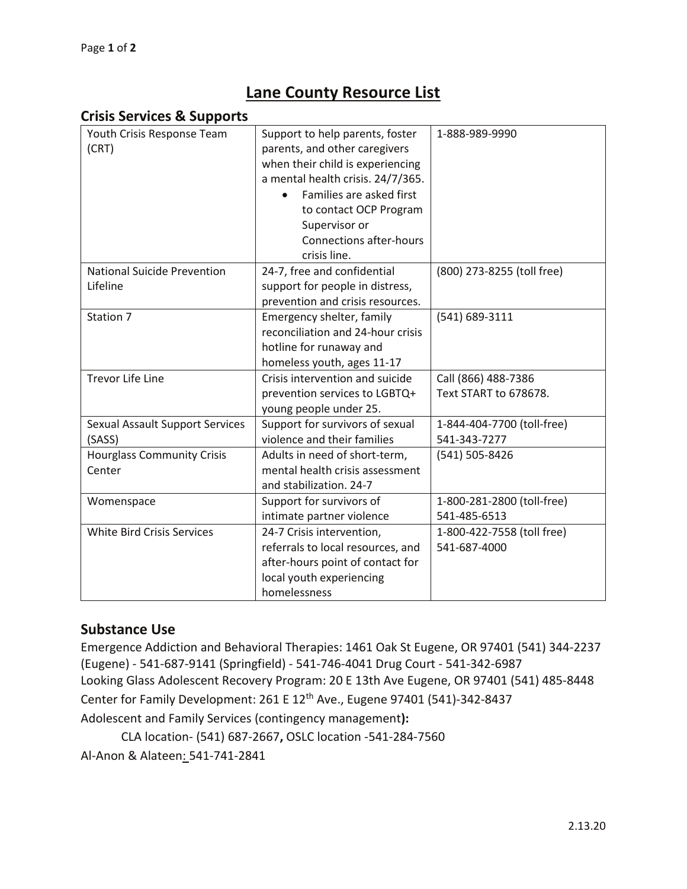# Lane County Resource List

## Crisis Services & Supports

| | | |
|---|---|---|
| Youth Crisis Response Team (CRT) | Support to help parents, foster parents, and other caregivers when their child is experiencing a mental health crisis. 24/7/365. <br>• Families are asked first to contact OCP Program Supervisor or Connections after-hours crisis line. | 1-888-989-9990 |
| National Suicide Prevention Lifeline | 24-7, free and confidential support for people in distress, prevention and crisis resources. | (800) 273-8255 (toll free) |
| Station 7 | Emergency shelter, family reconciliation and 24-hour crisis hotline for runaway and homeless youth, ages 11-17 | (541) 689-3111 |
| Trevor Life Line | Crisis intervention and suicide prevention services to LGBTQ+ young people under 25. | Call (866) 488-7386<br>Text START to 678678. |
| Sexual Assault Support Services (SASS) | Support for survivors of sexual violence and their families | 1-844-404-7700 (toll-free)<br>541-343-7277 |
| Hourglass Community Crisis Center | Adults in need of short-term, mental health crisis assessment and stabilization. 24-7 | (541) 505-8426 |
| Womenspace | Support for survivors of intimate partner violence | 1-800-281-2800 (toll-free)<br>541-485-6513 |
| White Bird Crisis Services | 24-7 Crisis intervention, referrals to local resources, and after-hours point of contact for local youth experiencing homelessness | 1-800-422-7558 (toll free)<br>541-687-4000 |

## Substance Use

Emergence Addiction and Behavioral Therapies: 1461 Oak St Eugene, OR 97401 (541) 344-2237 (Eugene) - 541-687-9141 (Springfield) - 541-746-4041 Drug Court - 541-342-6987

Looking Glass Adolescent Recovery Program: 20 E 13th Ave Eugene, OR 97401 (541) 485-8448

Center for Family Development: 261 E 12th Ave., Eugene 97401 (541)-342-8437

Adolescent and Family Services (contingency management**):**

CLA location- (541) 687-2667**,** OSLC location -541-284-7560

Al-Anon & Alateen: 541-741-2841

2.13.20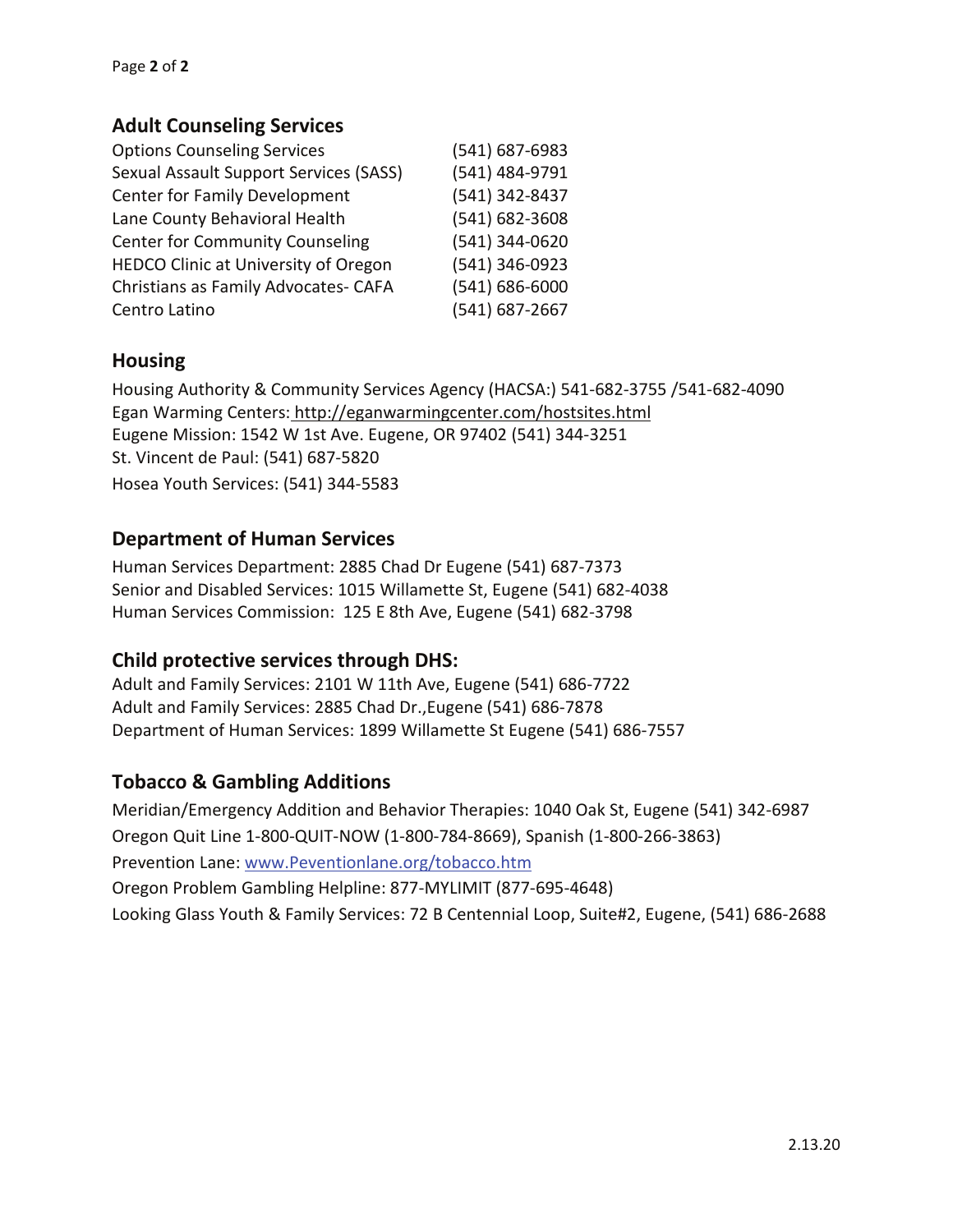## Adult Counseling Services

| | |
|---|---|
| Options Counseling Services | (541) 687-6983 |
| Sexual Assault Support Services (SASS) | (541) 484-9791 |
| Center for Family Development | (541) 342-8437 |
| Lane County Behavioral Health | (541) 682-3608 |
| Center for Community Counseling | (541) 344-0620 |
| HEDCO Clinic at University of Oregon | (541) 346-0923 |
| Christians as Family Advocates- CAFA | (541) 686-6000 |
| Centro Latino | (541) 687-2667 |

## Housing

Housing Authority & Community Services Agency (HACSA:) 541-682-3755 /541-682-4090
Egan Warming Centers: http://eganwarmingcenter.com/hostsites.html
Eugene Mission: 1542 W 1st Ave. Eugene, OR 97402 (541) 344-3251
St. Vincent de Paul: (541) 687-5820
Hosea Youth Services: (541) 344-5583

## Department of Human Services

Human Services Department: 2885 Chad Dr Eugene (541) 687-7373
Senior and Disabled Services: 1015 Willamette St, Eugene (541) 682-4038
Human Services Commission: 125 E 8th Ave, Eugene (541) 682-3798

## Child protective services through DHS:

Adult and Family Services: 2101 W 11th Ave, Eugene (541) 686-7722
Adult and Family Services: 2885 Chad Dr.,Eugene (541) 686-7878
Department of Human Services: 1899 Willamette St Eugene (541) 686-7557

## Tobacco & Gambling Additions

Meridian/Emergency Addition and Behavior Therapies: 1040 Oak St, Eugene (541) 342-6987
Oregon Quit Line 1-800-QUIT-NOW (1-800-784-8669), Spanish (1-800-266-3863)
Prevention Lane: www.Peventionlane.org/tobacco.htm
Oregon Problem Gambling Helpline: 877-MYLIMIT (877-695-4648)
Looking Glass Youth & Family Services: 72 B Centennial Loop, Suite#2, Eugene, (541) 686-2688

2.13.20